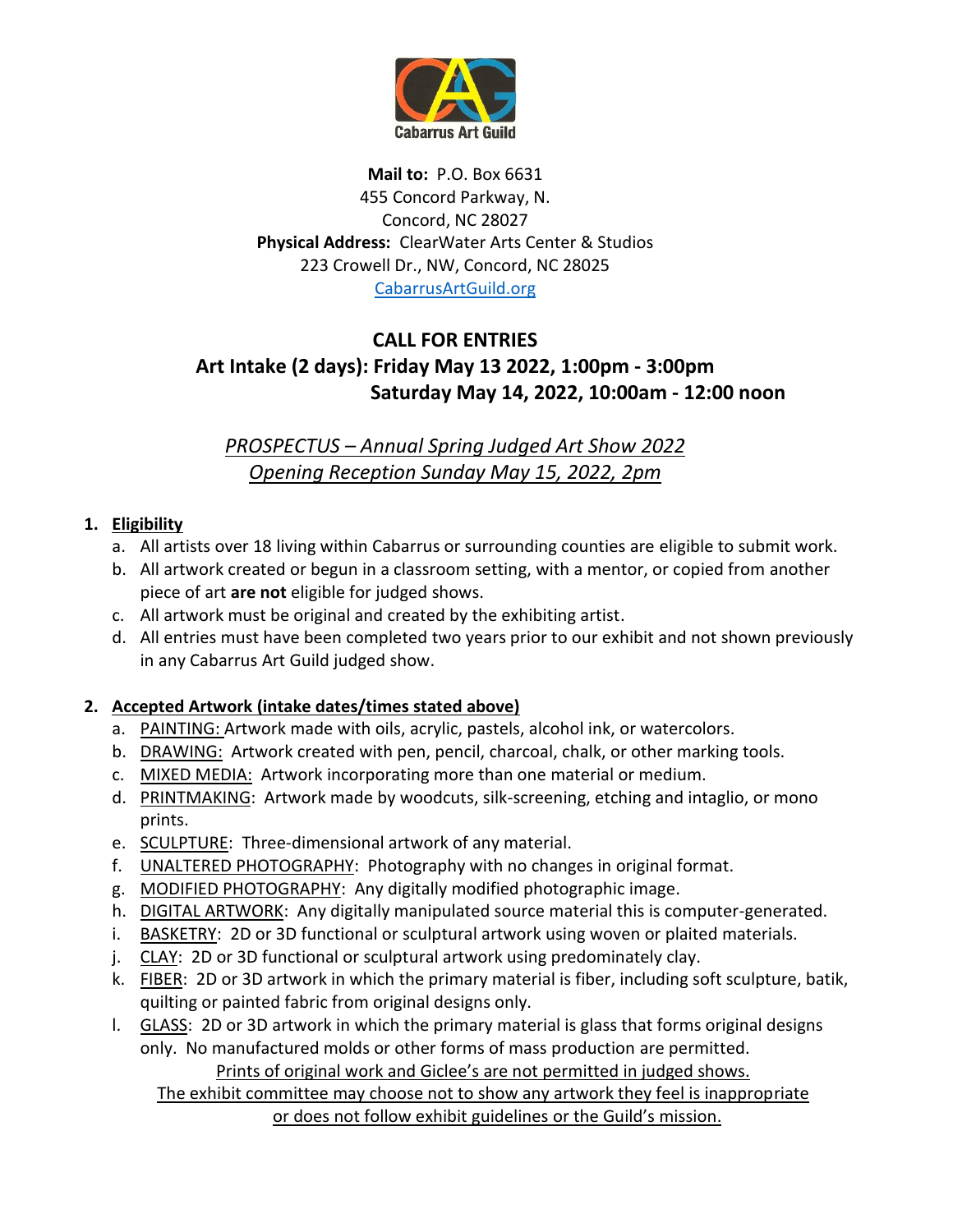Cabarrus Art Guild

**Mail to:** P.O. Box 6631
455 Concord Parkway, N.
Concord, NC 28027
**Physical Address:** ClearWater Arts Center & Studios
223 Crowell Dr., NW, Concord, NC 28025
CabarrusArtGuild.org

## CALL FOR ENTRIES

### Art Intake (2 days): Friday May 13 2022, 1:00pm - 3:00pm
### Saturday May 14, 2022, 10:00am - 12:00 noon

*PROSPECTUS – Annual Spring Judged Art Show 2022*
*Opening Reception Sunday May 15, 2022, 2pm*

1. **Eligibility**
   a. All artists over 18 living within Cabarrus or surrounding counties are eligible to submit work.
   b. All artwork created or begun in a classroom setting, with a mentor, or copied from another piece of art **are not** eligible for judged shows.
   c. All artwork must be original and created by the exhibiting artist.
   d. All entries must have been completed two years prior to our exhibit and not shown previously in any Cabarrus Art Guild judged show.

2. **Accepted Artwork (intake dates/times stated above)**
   a. PAINTING: Artwork made with oils, acrylic, pastels, alcohol ink, or watercolors.
   b. DRAWING: Artwork created with pen, pencil, charcoal, chalk, or other marking tools.
   c. MIXED MEDIA: Artwork incorporating more than one material or medium.
   d. PRINTMAKING: Artwork made by woodcuts, silk-screening, etching and intaglio, or mono prints.
   e. SCULPTURE: Three-dimensional artwork of any material.
   f. UNALTERED PHOTOGRAPHY: Photography with no changes in original format.
   g. MODIFIED PHOTOGRAPHY: Any digitally modified photographic image.
   h. DIGITAL ARTWORK: Any digitally manipulated source material this is computer-generated.
   i. BASKETRY: 2D or 3D functional or sculptural artwork using woven or plaited materials.
   j. CLAY: 2D or 3D functional or sculptural artwork using predominately clay.
   k. FIBER: 2D or 3D artwork in which the primary material is fiber, including soft sculpture, batik, quilting or painted fabric from original designs only.
   l. GLASS: 2D or 3D artwork in which the primary material is glass that forms original designs only. No manufactured molds or other forms of mass production are permitted.

Prints of original work and Giclee's are not permitted in judged shows.
The exhibit committee may choose not to show any artwork they feel is inappropriate or does not follow exhibit guidelines or the Guild's mission.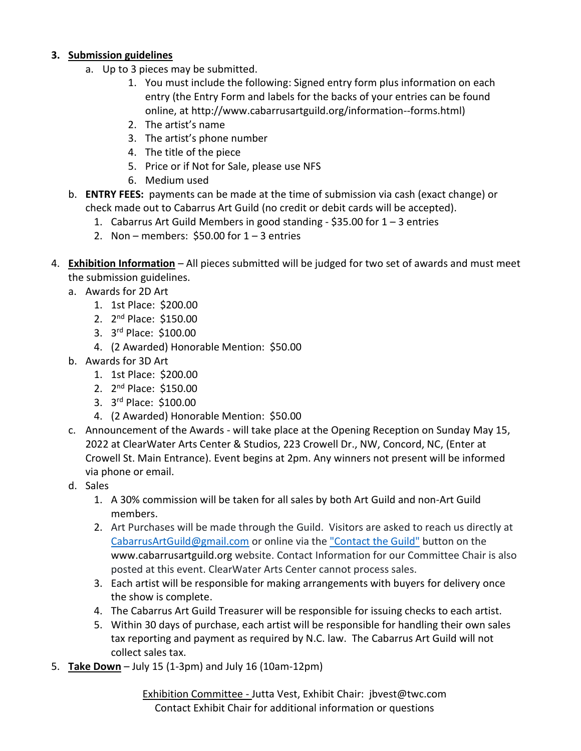3. **Submission guidelines**
    a. Up to 3 pieces may be submitted.
        1. You must include the following: Signed entry form plus information on each entry (the Entry Form and labels for the backs of your entries can be found online, at http://www.cabarrusartguild.org/information--forms.html)
        2. The artist's name
        3. The artist's phone number
        4. The title of the piece
        5. Price or if Not for Sale, please use NFS
        6. Medium used
    b. **ENTRY FEES:** payments can be made at the time of submission via cash (exact change) or check made out to Cabarrus Art Guild (no credit or debit cards will be accepted).
        1. Cabarrus Art Guild Members in good standing - $35.00 for 1 – 3 entries
        2. Non – members: $50.00 for 1 – 3 entries

4. **Exhibition Information** – All pieces submitted will be judged for two set of awards and must meet the submission guidelines.
    a. Awards for 2D Art
        1. 1st Place: $200.00
        2. 2nd Place: $150.00
        3. 3rd Place: $100.00
        4. (2 Awarded) Honorable Mention: $50.00
    b. Awards for 3D Art
        1. 1st Place: $200.00
        2. 2nd Place: $150.00
        3. 3rd Place: $100.00
        4. (2 Awarded) Honorable Mention: $50.00
    c. Announcement of the Awards - will take place at the Opening Reception on Sunday May 15, 2022 at ClearWater Arts Center & Studios, 223 Crowell Dr., NW, Concord, NC, (Enter at Crowell St. Main Entrance). Event begins at 2pm. Any winners not present will be informed via phone or email.
    d. Sales
        1. A 30% commission will be taken for all sales by both Art Guild and non-Art Guild members.
        2. Art Purchases will be made through the Guild. Visitors are asked to reach us directly at CabarrusArtGuild@gmail.com or online via the "Contact the Guild" button on the www.cabarrusartguild.org website. Contact Information for our Committee Chair is also posted at this event. ClearWater Arts Center cannot process sales.
        3. Each artist will be responsible for making arrangements with buyers for delivery once the show is complete.
        4. The Cabarrus Art Guild Treasurer will be responsible for issuing checks to each artist.
        5. Within 30 days of purchase, each artist will be responsible for handling their own sales tax reporting and payment as required by N.C. law. The Cabarrus Art Guild will not collect sales tax.

5. **Take Down** – July 15 (1-3pm) and July 16 (10am-12pm)

Exhibition Committee - Jutta Vest, Exhibit Chair: jbvest@twc.com
Contact Exhibit Chair for additional information or questions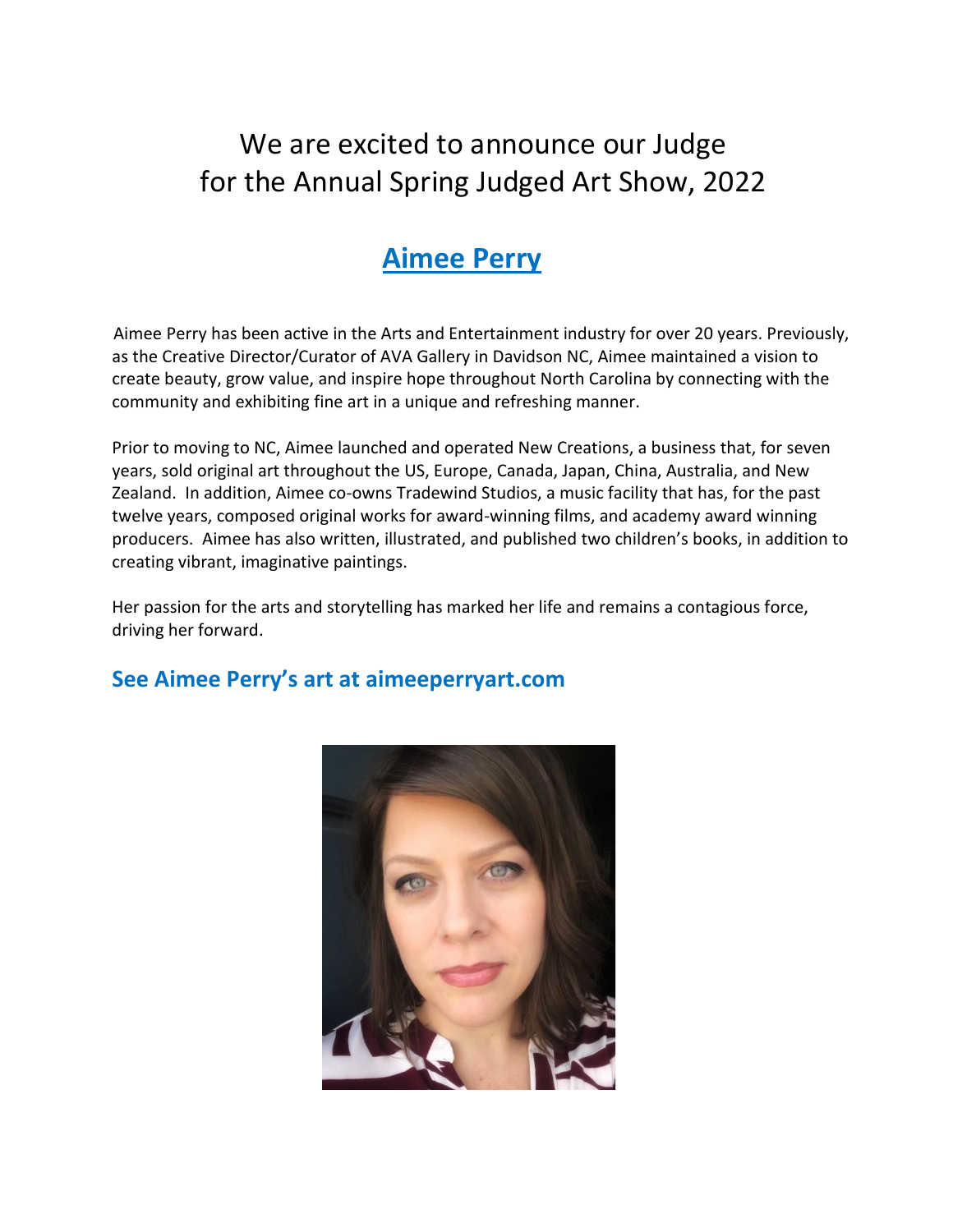# We are excited to announce our Judge for the Annual Spring Judged Art Show, 2022

## Aimee Perry

Aimee Perry has been active in the Arts and Entertainment industry for over 20 years. Previously, as the Creative Director/Curator of AVA Gallery in Davidson NC, Aimee maintained a vision to create beauty, grow value, and inspire hope throughout North Carolina by connecting with the community and exhibiting fine art in a unique and refreshing manner.

Prior to moving to NC, Aimee launched and operated New Creations, a business that, for seven years, sold original art throughout the US, Europe, Canada, Japan, China, Australia, and New Zealand. In addition, Aimee co-owns Tradewind Studios, a music facility that has, for the past twelve years, composed original works for award-winning films, and academy award winning producers. Aimee has also written, illustrated, and published two children's books, in addition to creating vibrant, imaginative paintings.

Her passion for the arts and storytelling has marked her life and remains a contagious force, driving her forward.

### See Aimee Perry's art at aimeeperryart.com